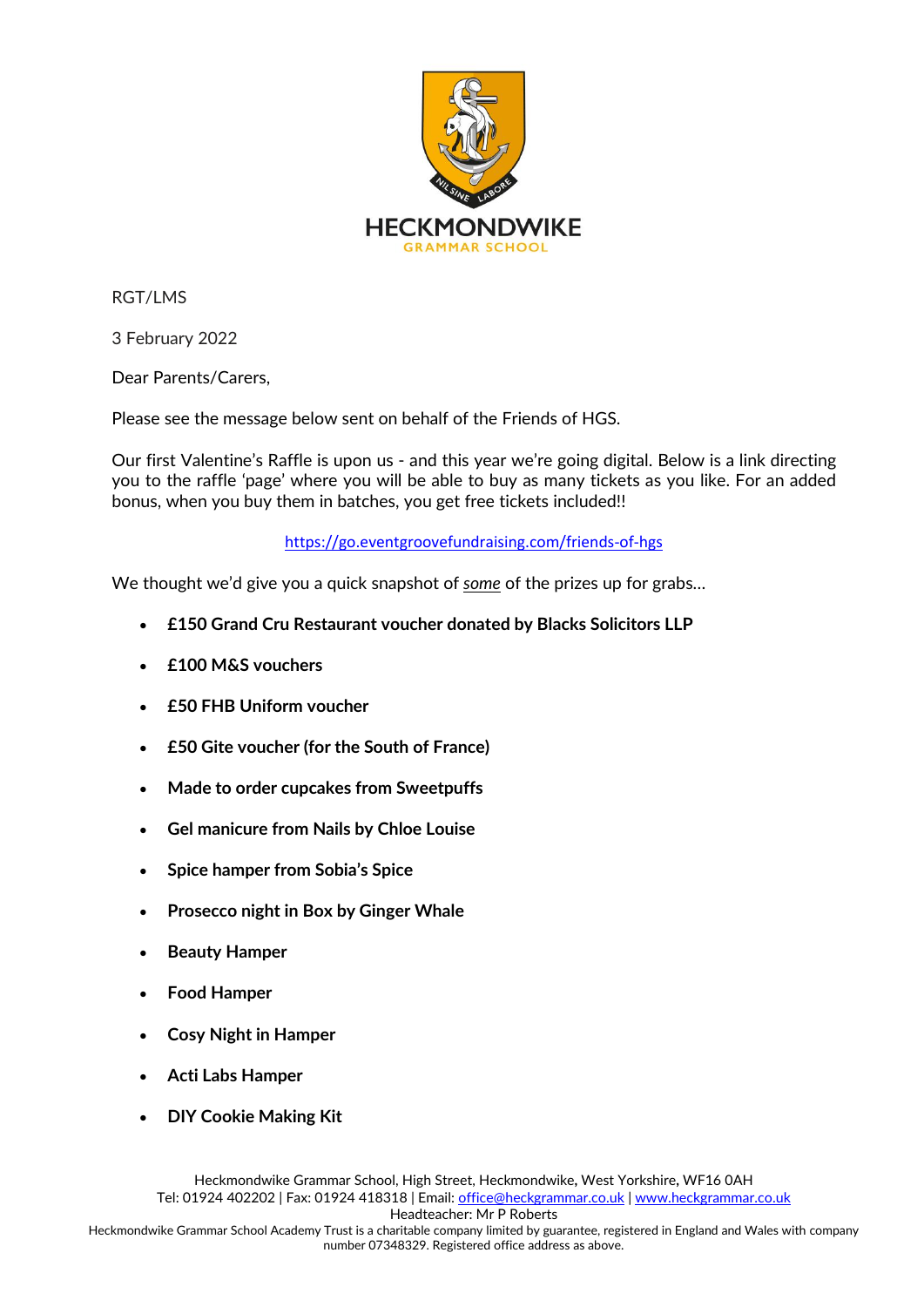HECKMONDWIKE
GRAMMAR SCHOOL

RGT/LMS

3 February 2022

Dear Parents/Carers,

Please see the message below sent on behalf of the Friends of HGS.

Our first Valentine's Raffle is upon us - and this year we're going digital. Below is a link directing you to the raffle 'page' where you will be able to buy as many tickets as you like. For an added bonus, when you buy them in batches, you get free tickets included!!

https://go.eventgroovefundraising.com/friends-of-hgs

We thought we'd give you a quick snapshot of *some* of the prizes up for grabs…

- **£150 Grand Cru Restaurant voucher donated by Blacks Solicitors LLP**
- **£100 M&S vouchers**
- **£50 FHB Uniform voucher**
- **£50 Gite voucher (for the South of France)**
- **Made to order cupcakes from Sweetpuffs**
- **Gel manicure from Nails by Chloe Louise**
- **Spice hamper from Sobia's Spice**
- **Prosecco night in Box by Ginger Whale**
- **Beauty Hamper**
- **Food Hamper**
- **Cosy Night in Hamper**
- **Acti Labs Hamper**
- **DIY Cookie Making Kit**

Heckmondwike Grammar School, High Street, Heckmondwike, West Yorkshire, WF16 0AH
Tel: 01924 402202 | Fax: 01924 418318 | Email: office@heckgrammar.co.uk | www.heckgrammar.co.uk
Headteacher: Mr P Roberts
Heckmondwike Grammar School Academy Trust is a charitable company limited by guarantee, registered in England and Wales with company number 07348329. Registered office address as above.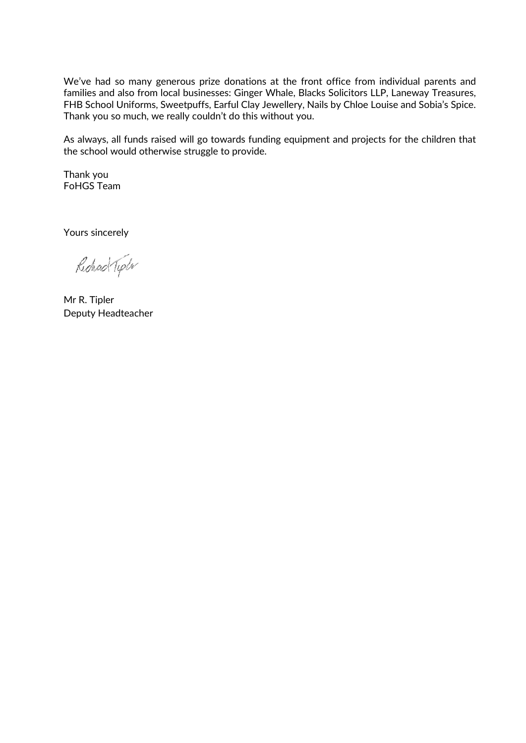We've had so many generous prize donations at the front office from individual parents and families and also from local businesses: Ginger Whale, Blacks Solicitors LLP, Laneway Treasures, FHB School Uniforms, Sweetpuffs, Earful Clay Jewellery, Nails by Chloe Louise and Sobia's Spice. Thank you so much, we really couldn't do this without you.

As always, all funds raised will go towards funding equipment and projects for the children that the school would otherwise struggle to provide.

Thank you  
FoHGS Team

Yours sincerely

Richard Tipler

Mr R. Tipler  
Deputy Headteacher